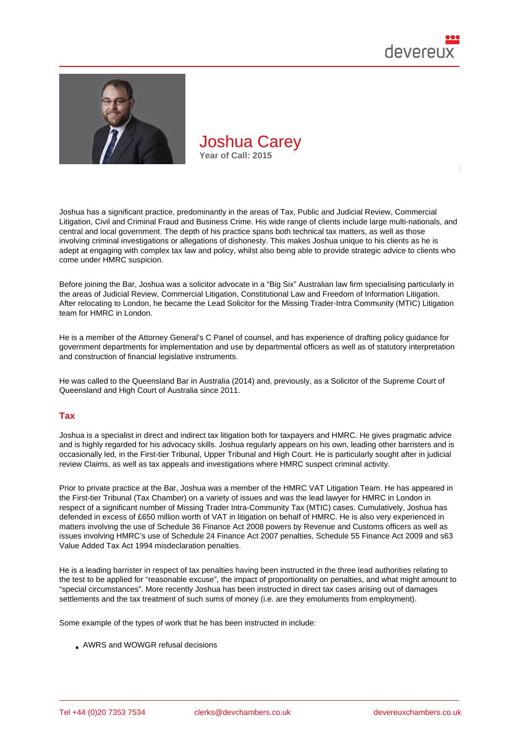# Joshua Carey

**Year of Call: 2015**

Joshua has a significant practice, predominantly in the areas of Tax, Public and Judicial Review, Commercial Litigation, Civil and Criminal Fraud and Business Crime. His wide range of clients include large multi-nationals, and central and local government. The depth of his practice spans both technical tax matters, as well as those involving criminal investigations or allegations of dishonesty. This makes Joshua unique to his clients as he is adept at engaging with complex tax law and policy, whilst also being able to provide strategic advice to clients who come under HMRC suspicion.

Before joining the Bar, Joshua was a solicitor advocate in a "Big Six" Australian law firm specialising particularly in the areas of Judicial Review, Commercial Litigation, Constitutional Law and Freedom of Information Litigation. After relocating to London, he became the Lead Solicitor for the Missing Trader-Intra Community (MTIC) Litigation team for HMRC in London.

He is a member of the Attorney General's C Panel of counsel, and has experience of drafting policy guidance for government departments for implementation and use by departmental officers as well as of statutory interpretation and construction of financial legislative instruments.

He was called to the Queensland Bar in Australia (2014) and, previously, as a Solicitor of the Supreme Court of Queensland and High Court of Australia since 2011.

## Tax

Joshua is a specialist in direct and indirect tax litigation both for taxpayers and HMRC. He gives pragmatic advice and is highly regarded for his advocacy skills. Joshua regularly appears on his own, leading other barristers and is occasionally led, in the First-tier Tribunal, Upper Tribunal and High Court. He is particularly sought after in judicial review Claims, as well as tax appeals and investigations where HMRC suspect criminal activity.

Prior to private practice at the Bar, Joshua was a member of the HMRC VAT Litigation Team. He has appeared in the First-tier Tribunal (Tax Chamber) on a variety of issues and was the lead lawyer for HMRC in London in respect of a significant number of Missing Trader Intra-Community Tax (MTIC) cases. Cumulatively, Joshua has defended in excess of £650 million worth of VAT in litigation on behalf of HMRC. He is also very experienced in matters involving the use of Schedule 36 Finance Act 2008 powers by Revenue and Customs officers as well as issues involving HMRC's use of Schedule 24 Finance Act 2007 penalties, Schedule 55 Finance Act 2009 and s63 Value Added Tax Act 1994 misdeclaration penalties.

He is a leading barrister in respect of tax penalties having been instructed in the three lead authorities relating to the test to be applied for "reasonable excuse", the impact of proportionality on penalties, and what might amount to "special circumstances". More recently Joshua has been instructed in direct tax cases arising out of damages settlements and the tax treatment of such sums of money (i.e. are they emoluments from employment).

Some example of the types of work that he has been instructed in include:

- AWRS and WOWGR refusal decisions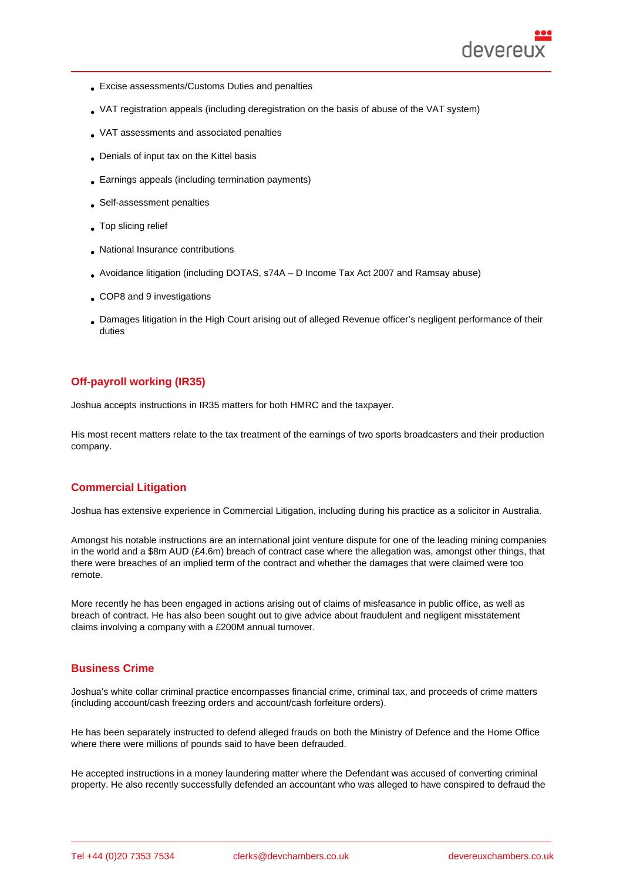- Excise assessments/Customs Duties and penalties
- VAT registration appeals (including deregistration on the basis of abuse of the VAT system)
- VAT assessments and associated penalties
- Denials of input tax on the Kittel basis
- Earnings appeals (including termination payments)
- Self-assessment penalties
- Top slicing relief
- National Insurance contributions
- Avoidance litigation (including DOTAS, s74A – D Income Tax Act 2007 and Ramsay abuse)
- COP8 and 9 investigations
- Damages litigation in the High Court arising out of alleged Revenue officer's negligent performance of their duties

## Off-payroll working (IR35)

Joshua accepts instructions in IR35 matters for both HMRC and the taxpayer.

His most recent matters relate to the tax treatment of the earnings of two sports broadcasters and their production company.

## Commercial Litigation

Joshua has extensive experience in Commercial Litigation, including during his practice as a solicitor in Australia.

Amongst his notable instructions are an international joint venture dispute for one of the leading mining companies in the world and a $8m AUD (£4.6m) breach of contract case where the allegation was, amongst other things, that there were breaches of an implied term of the contract and whether the damages that were claimed were too remote.

More recently he has been engaged in actions arising out of claims of misfeasance in public office, as well as breach of contract. He has also been sought out to give advice about fraudulent and negligent misstatement claims involving a company with a £200M annual turnover.

## Business Crime

Joshua's white collar criminal practice encompasses financial crime, criminal tax, and proceeds of crime matters (including account/cash freezing orders and account/cash forfeiture orders).

He has been separately instructed to defend alleged frauds on both the Ministry of Defence and the Home Office where there were millions of pounds said to have been defrauded.

He accepted instructions in a money laundering matter where the Defendant was accused of converting criminal property. He also recently successfully defended an accountant who was alleged to have conspired to defraud the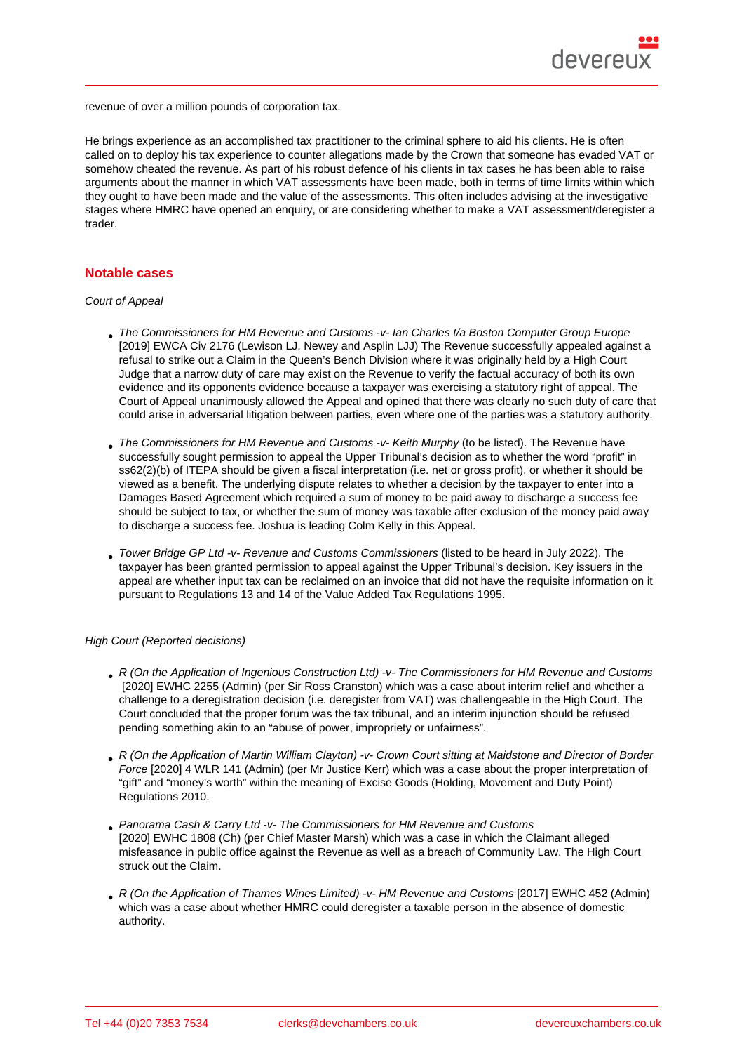revenue of over a million pounds of corporation tax.

He brings experience as an accomplished tax practitioner to the criminal sphere to aid his clients. He is often called on to deploy his tax experience to counter allegations made by the Crown that someone has evaded VAT or somehow cheated the revenue. As part of his robust defence of his clients in tax cases he has been able to raise arguments about the manner in which VAT assessments have been made, both in terms of time limits within which they ought to have been made and the value of the assessments. This often includes advising at the investigative stages where HMRC have opened an enquiry, or are considering whether to make a VAT assessment/deregister a trader.

## Notable cases

*Court of Appeal*

- *The Commissioners for HM Revenue and Customs -v- Ian Charles t/a Boston Computer Group Europe* [2019] EWCA Civ 2176 (Lewison LJ, Newey and Asplin LJJ) The Revenue successfully appealed against a refusal to strike out a Claim in the Queen's Bench Division where it was originally held by a High Court Judge that a narrow duty of care may exist on the Revenue to verify the factual accuracy of both its own evidence and its opponents evidence because a taxpayer was exercising a statutory right of appeal. The Court of Appeal unanimously allowed the Appeal and opined that there was clearly no such duty of care that could arise in adversarial litigation between parties, even where one of the parties was a statutory authority.
- *The Commissioners for HM Revenue and Customs -v- Keith Murphy* (to be listed). The Revenue have successfully sought permission to appeal the Upper Tribunal's decision as to whether the word "profit" in ss62(2)(b) of ITEPA should be given a fiscal interpretation (i.e. net or gross profit), or whether it should be viewed as a benefit. The underlying dispute relates to whether a decision by the taxpayer to enter into a Damages Based Agreement which required a sum of money to be paid away to discharge a success fee should be subject to tax, or whether the sum of money was taxable after exclusion of the money paid away to discharge a success fee. Joshua is leading Colm Kelly in this Appeal.
- *Tower Bridge GP Ltd -v- Revenue and Customs Commissioners* (listed to be heard in July 2022). The taxpayer has been granted permission to appeal against the Upper Tribunal's decision. Key issuers in the appeal are whether input tax can be reclaimed on an invoice that did not have the requisite information on it pursuant to Regulations 13 and 14 of the Value Added Tax Regulations 1995.

*High Court (Reported decisions)*

- *R (On the Application of Ingenious Construction Ltd) -v- The Commissioners for HM Revenue and Customs* [2020] EWHC 2255 (Admin) (per Sir Ross Cranston) which was a case about interim relief and whether a challenge to a deregistration decision (i.e. deregister from VAT) was challengeable in the High Court. The Court concluded that the proper forum was the tax tribunal, and an interim injunction should be refused pending something akin to an "abuse of power, impropriety or unfairness".
- *R (On the Application of Martin William Clayton) -v- Crown Court sitting at Maidstone and Director of Border Force* [2020] 4 WLR 141 (Admin) (per Mr Justice Kerr) which was a case about the proper interpretation of "gift" and "money's worth" within the meaning of Excise Goods (Holding, Movement and Duty Point) Regulations 2010.
- *Panorama Cash & Carry Ltd -v- The Commissioners for HM Revenue and Customs* [2020] EWHC 1808 (Ch) (per Chief Master Marsh) which was a case in which the Claimant alleged misfeasance in public office against the Revenue as well as a breach of Community Law. The High Court struck out the Claim.
- *R (On the Application of Thames Wines Limited) -v- HM Revenue and Customs* [2017] EWHC 452 (Admin) which was a case about whether HMRC could deregister a taxable person in the absence of domestic authority.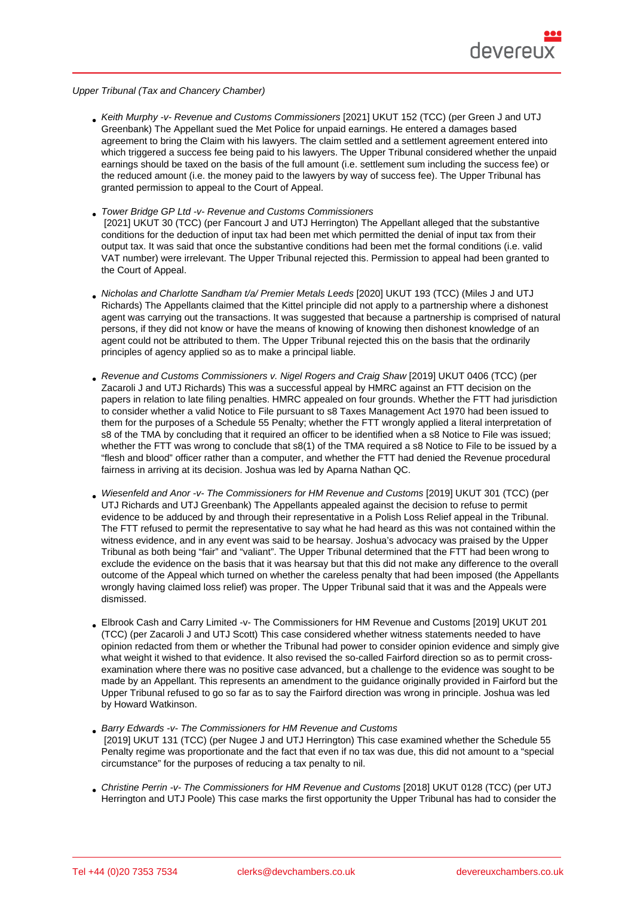*Upper Tribunal (Tax and Chancery Chamber)*

- *Keith Murphy -v- Revenue and Customs Commissioners* [2021] UKUT 152 (TCC) (per Green J and UTJ Greenbank) The Appellant sued the Met Police for unpaid earnings. He entered a damages based agreement to bring the Claim with his lawyers. The claim settled and a settlement agreement entered into which triggered a success fee being paid to his lawyers. The Upper Tribunal considered whether the unpaid earnings should be taxed on the basis of the full amount (i.e. settlement sum including the success fee) or the reduced amount (i.e. the money paid to the lawyers by way of success fee). The Upper Tribunal has granted permission to appeal to the Court of Appeal.

- *Tower Bridge GP Ltd -v- Revenue and Customs Commissioners* [2021] UKUT 30 (TCC) (per Fancourt J and UTJ Herrington) The Appellant alleged that the substantive conditions for the deduction of input tax had been met which permitted the denial of input tax from their output tax. It was said that once the substantive conditions had been met the formal conditions (i.e. valid VAT number) were irrelevant. The Upper Tribunal rejected this. Permission to appeal had been granted to the Court of Appeal.

- *Nicholas and Charlotte Sandham t/a/ Premier Metals Leeds* [2020] UKUT 193 (TCC) (Miles J and UTJ Richards) The Appellants claimed that the Kittel principle did not apply to a partnership where a dishonest agent was carrying out the transactions. It was suggested that because a partnership is comprised of natural persons, if they did not know or have the means of knowing of knowing then dishonest knowledge of an agent could not be attributed to them. The Upper Tribunal rejected this on the basis that the ordinarily principles of agency applied so as to make a principal liable.

- *Revenue and Customs Commissioners v. Nigel Rogers and Craig Shaw* [2019] UKUT 0406 (TCC) (per Zacaroli J and UTJ Richards) This was a successful appeal by HMRC against an FTT decision on the papers in relation to late filing penalties. HMRC appealed on four grounds. Whether the FTT had jurisdiction to consider whether a valid Notice to File pursuant to s8 Taxes Management Act 1970 had been issued to them for the purposes of a Schedule 55 Penalty; whether the FTT wrongly applied a literal interpretation of s8 of the TMA by concluding that it required an officer to be identified when a s8 Notice to File was issued; whether the FTT was wrong to conclude that s8(1) of the TMA required a s8 Notice to File to be issued by a "flesh and blood" officer rather than a computer, and whether the FTT had denied the Revenue procedural fairness in arriving at its decision. Joshua was led by Aparna Nathan QC.

- *Wiesenfeld and Anor -v- The Commissioners for HM Revenue and Customs* [2019] UKUT 301 (TCC) (per UTJ Richards and UTJ Greenbank) The Appellants appealed against the decision to refuse to permit evidence to be adduced by and through their representative in a Polish Loss Relief appeal in the Tribunal. The FTT refused to permit the representative to say what he had heard as this was not contained within the witness evidence, and in any event was said to be hearsay. Joshua's advocacy was praised by the Upper Tribunal as both being "fair" and "valiant". The Upper Tribunal determined that the FTT had been wrong to exclude the evidence on the basis that it was hearsay but that this did not make any difference to the overall outcome of the Appeal which turned on whether the careless penalty that had been imposed (the Appellants wrongly having claimed loss relief) was proper. The Upper Tribunal said that it was and the Appeals were dismissed.

- Elbrook Cash and Carry Limited -v- The Commissioners for HM Revenue and Customs [2019] UKUT 201 (TCC) (per Zacaroli J and UTJ Scott) This case considered whether witness statements needed to have opinion redacted from them or whether the Tribunal had power to consider opinion evidence and simply give what weight it wished to that evidence. It also revised the so-called Fairford direction so as to permit cross-examination where there was no positive case advanced, but a challenge to the evidence was sought to be made by an Appellant. This represents an amendment to the guidance originally provided in Fairford but the Upper Tribunal refused to go so far as to say the Fairford direction was wrong in principle. Joshua was led by Howard Watkinson.

- *Barry Edwards -v- The Commissioners for HM Revenue and Customs* [2019] UKUT 131 (TCC) (per Nugee J and UTJ Herrington) This case examined whether the Schedule 55 Penalty regime was proportionate and the fact that even if no tax was due, this did not amount to a "special circumstance" for the purposes of reducing a tax penalty to nil.

- *Christine Perrin -v- The Commissioners for HM Revenue and Customs* [2018] UKUT 0128 (TCC) (per UTJ Herrington and UTJ Poole) This case marks the first opportunity the Upper Tribunal has had to consider the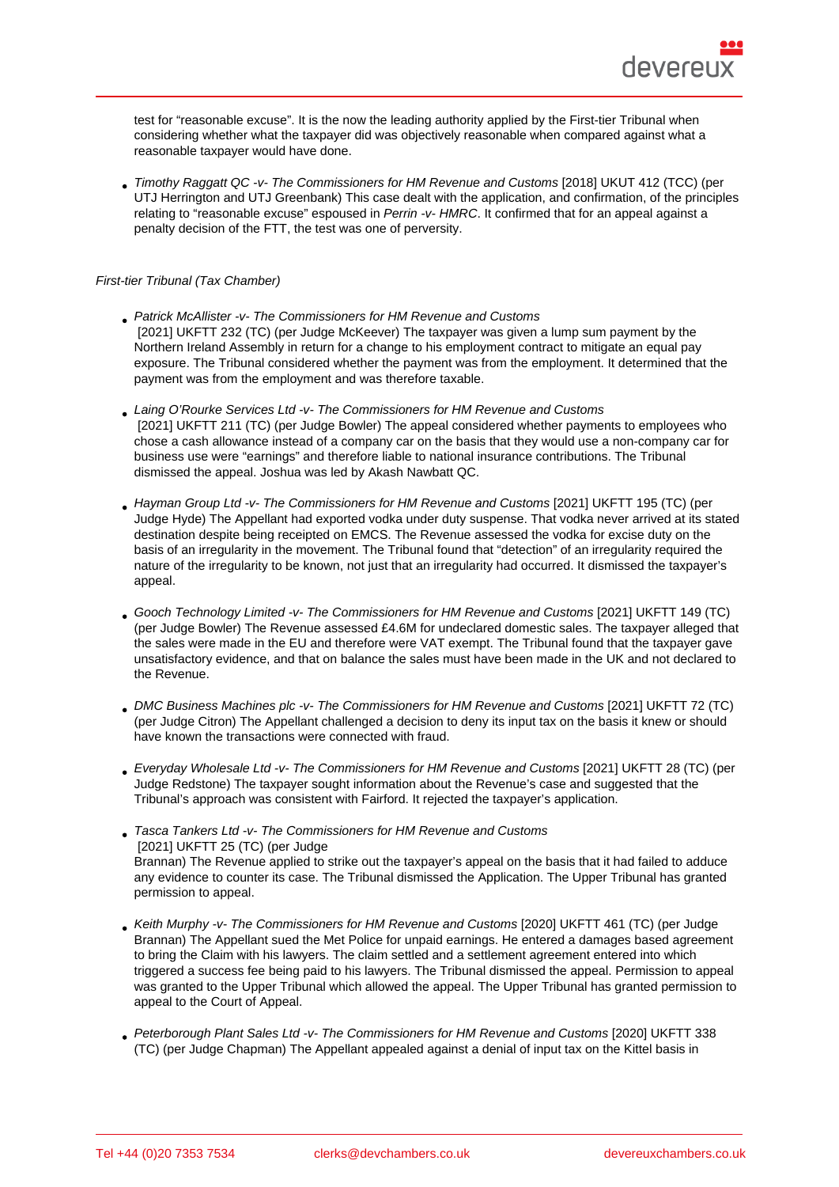test for "reasonable excuse". It is the now the leading authority applied by the First-tier Tribunal when considering whether what the taxpayer did was objectively reasonable when compared against what a reasonable taxpayer would have done.

- *Timothy Raggatt QC -v- The Commissioners for HM Revenue and Customs* [2018] UKUT 412 (TCC) (per UTJ Herrington and UTJ Greenbank) This case dealt with the application, and confirmation, of the principles relating to "reasonable excuse" espoused in *Perrin -v- HMRC*. It confirmed that for an appeal against a penalty decision of the FTT, the test was one of perversity.

*First-tier Tribunal (Tax Chamber)*

- *Patrick McAllister -v- The Commissioners for HM Revenue and Customs* [2021] UKFTT 232 (TC) (per Judge McKeever) The taxpayer was given a lump sum payment by the Northern Ireland Assembly in return for a change to his employment contract to mitigate an equal pay exposure. The Tribunal considered whether the payment was from the employment. It determined that the payment was from the employment and was therefore taxable.

- *Laing O'Rourke Services Ltd -v- The Commissioners for HM Revenue and Customs* [2021] UKFTT 211 (TC) (per Judge Bowler) The appeal considered whether payments to employees who chose a cash allowance instead of a company car on the basis that they would use a non-company car for business use were "earnings" and therefore liable to national insurance contributions. The Tribunal dismissed the appeal. Joshua was led by Akash Nawbatt QC.

- *Hayman Group Ltd -v- The Commissioners for HM Revenue and Customs* [2021] UKFTT 195 (TC) (per Judge Hyde) The Appellant had exported vodka under duty suspense. That vodka never arrived at its stated destination despite being receipted on EMCS. The Revenue assessed the vodka for excise duty on the basis of an irregularity in the movement. The Tribunal found that "detection" of an irregularity required the nature of the irregularity to be known, not just that an irregularity had occurred. It dismissed the taxpayer's appeal.

- *Gooch Technology Limited -v- The Commissioners for HM Revenue and Customs* [2021] UKFTT 149 (TC) (per Judge Bowler) The Revenue assessed £4.6M for undeclared domestic sales. The taxpayer alleged that the sales were made in the EU and therefore were VAT exempt. The Tribunal found that the taxpayer gave unsatisfactory evidence, and that on balance the sales must have been made in the UK and not declared to the Revenue.

- *DMC Business Machines plc -v- The Commissioners for HM Revenue and Customs* [2021] UKFTT 72 (TC) (per Judge Citron) The Appellant challenged a decision to deny its input tax on the basis it knew or should have known the transactions were connected with fraud.

- *Everyday Wholesale Ltd -v- The Commissioners for HM Revenue and Customs* [2021] UKFTT 28 (TC) (per Judge Redstone) The taxpayer sought information about the Revenue's case and suggested that the Tribunal's approach was consistent with Fairford. It rejected the taxpayer's application.

- *Tasca Tankers Ltd -v- The Commissioners for HM Revenue and Customs* [2021] UKFTT 25 (TC) (per Judge Brannan) The Revenue applied to strike out the taxpayer's appeal on the basis that it had failed to adduce any evidence to counter its case. The Tribunal dismissed the Application. The Upper Tribunal has granted permission to appeal.

- *Keith Murphy -v- The Commissioners for HM Revenue and Customs* [2020] UKFTT 461 (TC) (per Judge Brannan) The Appellant sued the Met Police for unpaid earnings. He entered a damages based agreement to bring the Claim with his lawyers. The claim settled and a settlement agreement entered into which triggered a success fee being paid to his lawyers. The Tribunal dismissed the appeal. Permission to appeal was granted to the Upper Tribunal which allowed the appeal. The Upper Tribunal has granted permission to appeal to the Court of Appeal.

- *Peterborough Plant Sales Ltd -v- The Commissioners for HM Revenue and Customs* [2020] UKFTT 338 (TC) (per Judge Chapman) The Appellant appealed against a denial of input tax on the Kittel basis in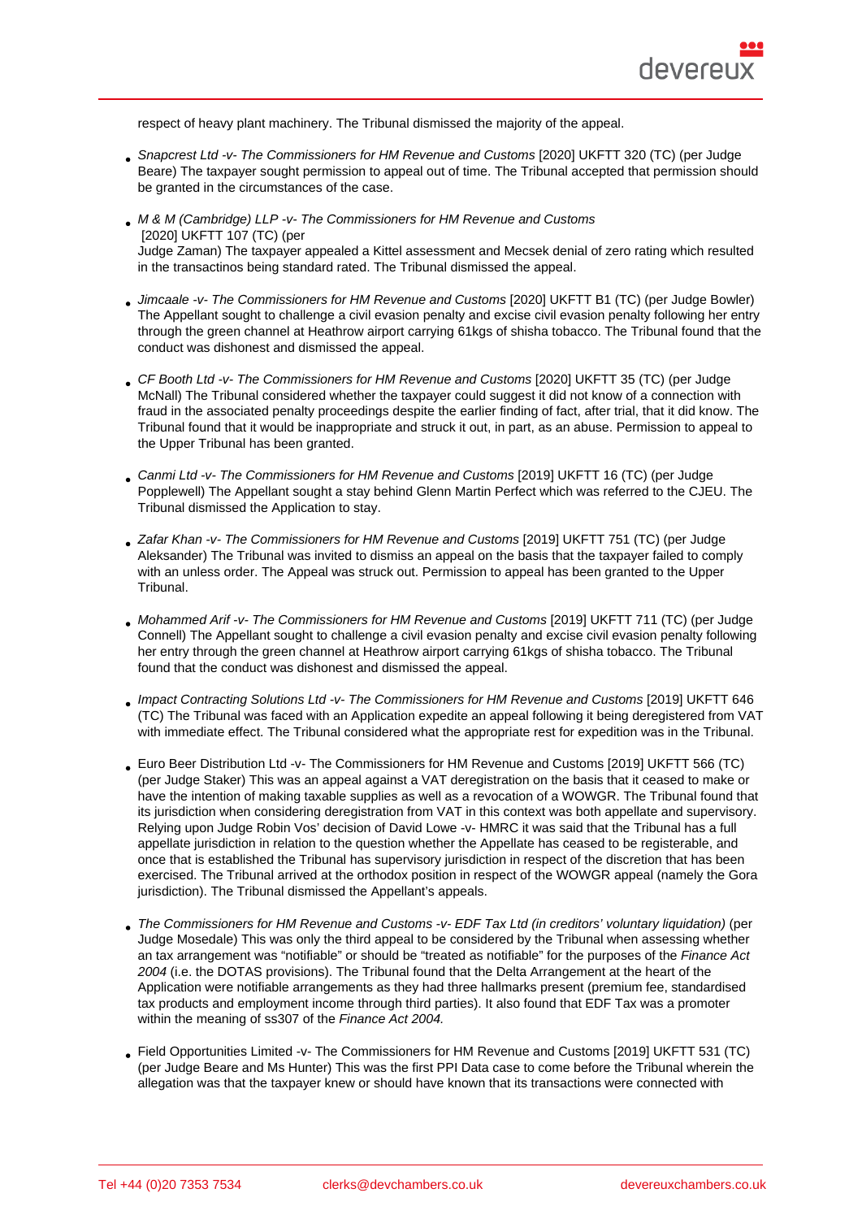respect of heavy plant machinery. The Tribunal dismissed the majority of the appeal.

- *Snapcrest Ltd -v- The Commissioners for HM Revenue and Customs* [2020] UKFTT 320 (TC) (per Judge Beare) The taxpayer sought permission to appeal out of time. The Tribunal accepted that permission should be granted in the circumstances of the case.

- *M & M (Cambridge) LLP -v- The Commissioners for HM Revenue and Customs* [2020] UKFTT 107 (TC) (per Judge Zaman) The taxpayer appealed a Kittel assessment and Mecsek denial of zero rating which resulted in the transactinos being standard rated. The Tribunal dismissed the appeal.

- *Jimcaale -v- The Commissioners for HM Revenue and Customs* [2020] UKFTT B1 (TC) (per Judge Bowler) The Appellant sought to challenge a civil evasion penalty and excise civil evasion penalty following her entry through the green channel at Heathrow airport carrying 61kgs of shisha tobacco. The Tribunal found that the conduct was dishonest and dismissed the appeal.

- *CF Booth Ltd -v- The Commissioners for HM Revenue and Customs* [2020] UKFTT 35 (TC) (per Judge McNall) The Tribunal considered whether the taxpayer could suggest it did not know of a connection with fraud in the associated penalty proceedings despite the earlier finding of fact, after trial, that it did know. The Tribunal found that it would be inappropriate and struck it out, in part, as an abuse. Permission to appeal to the Upper Tribunal has been granted.

- *Canmi Ltd -v- The Commissioners for HM Revenue and Customs* [2019] UKFTT 16 (TC) (per Judge Popplewell) The Appellant sought a stay behind Glenn Martin Perfect which was referred to the CJEU. The Tribunal dismissed the Application to stay.

- *Zafar Khan -v- The Commissioners for HM Revenue and Customs* [2019] UKFTT 751 (TC) (per Judge Aleksander) The Tribunal was invited to dismiss an appeal on the basis that the taxpayer failed to comply with an unless order. The Appeal was struck out. Permission to appeal has been granted to the Upper Tribunal.

- *Mohammed Arif -v- The Commissioners for HM Revenue and Customs* [2019] UKFTT 711 (TC) (per Judge Connell) The Appellant sought to challenge a civil evasion penalty and excise civil evasion penalty following her entry through the green channel at Heathrow airport carrying 61kgs of shisha tobacco. The Tribunal found that the conduct was dishonest and dismissed the appeal.

- *Impact Contracting Solutions Ltd -v- The Commissioners for HM Revenue and Customs* [2019] UKFTT 646 (TC) The Tribunal was faced with an Application expedite an appeal following it being deregistered from VAT with immediate effect. The Tribunal considered what the appropriate rest for expedition was in the Tribunal.

- Euro Beer Distribution Ltd -v- The Commissioners for HM Revenue and Customs [2019] UKFTT 566 (TC) (per Judge Staker) This was an appeal against a VAT deregistration on the basis that it ceased to make or have the intention of making taxable supplies as well as a revocation of a WOWGR. The Tribunal found that its jurisdiction when considering deregistration from VAT in this context was both appellate and supervisory. Relying upon Judge Robin Vos' decision of David Lowe -v- HMRC it was said that the Tribunal has a full appellate jurisdiction in relation to the question whether the Appellate has ceased to be registerable, and once that is established the Tribunal has supervisory jurisdiction in respect of the discretion that has been exercised. The Tribunal arrived at the orthodox position in respect of the WOWGR appeal (namely the Gora jurisdiction). The Tribunal dismissed the Appellant's appeals.

- *The Commissioners for HM Revenue and Customs -v- EDF Tax Ltd (in creditors' voluntary liquidation)* (per Judge Mosedale) This was only the third appeal to be considered by the Tribunal when assessing whether an tax arrangement was "notifiable" or should be "treated as notifiable" for the purposes of the *Finance Act 2004* (i.e. the DOTAS provisions). The Tribunal found that the Delta Arrangement at the heart of the Application were notifiable arrangements as they had three hallmarks present (premium fee, standardised tax products and employment income through third parties). It also found that EDF Tax was a promoter within the meaning of ss307 of the *Finance Act 2004.*

- Field Opportunities Limited -v- The Commissioners for HM Revenue and Customs [2019] UKFTT 531 (TC) (per Judge Beare and Ms Hunter) This was the first PPI Data case to come before the Tribunal wherein the allegation was that the taxpayer knew or should have known that its transactions were connected with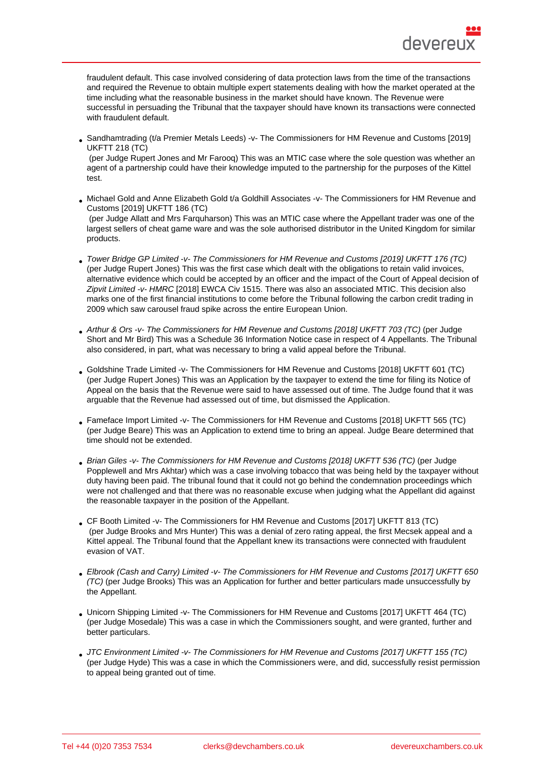fraudulent default. This case involved considering of data protection laws from the time of the transactions and required the Revenue to obtain multiple expert statements dealing with how the market operated at the time including what the reasonable business in the market should have known. The Revenue were successful in persuading the Tribunal that the taxpayer should have known its transactions were connected with fraudulent default.

- Sandhamtrading (t/a Premier Metals Leeds) -v- The Commissioners for HM Revenue and Customs [2019] UKFTT 218 (TC)
 (per Judge Rupert Jones and Mr Farooq) This was an MTIC case where the sole question was whether an agent of a partnership could have their knowledge imputed to the partnership for the purposes of the Kittel test.

- Michael Gold and Anne Elizabeth Gold t/a Goldhill Associates -v- The Commissioners for HM Revenue and Customs [2019] UKFTT 186 (TC)
 (per Judge Allatt and Mrs Farquharson) This was an MTIC case where the Appellant trader was one of the largest sellers of cheat game ware and was the sole authorised distributor in the United Kingdom for similar products.

- *Tower Bridge GP Limited -v- The Commissioners for HM Revenue and Customs [2019] UKFTT 176 (TC)* (per Judge Rupert Jones) This was the first case which dealt with the obligations to retain valid invoices, alternative evidence which could be accepted by an officer and the impact of the Court of Appeal decision of *Zipvit Limited -v- HMRC* [2018] EWCA Civ 1515. There was also an associated MTIC. This decision also marks one of the first financial institutions to come before the Tribunal following the carbon credit trading in 2009 which saw carousel fraud spike across the entire European Union.

- *Arthur & Ors -v- The Commissioners for HM Revenue and Customs [2018] UKFTT 703 (TC)* (per Judge Short and Mr Bird) This was a Schedule 36 Information Notice case in respect of 4 Appellants. The Tribunal also considered, in part, what was necessary to bring a valid appeal before the Tribunal.

- Goldshine Trade Limited -v- The Commissioners for HM Revenue and Customs [2018] UKFTT 601 (TC) (per Judge Rupert Jones) This was an Application by the taxpayer to extend the time for filing its Notice of Appeal on the basis that the Revenue were said to have assessed out of time. The Judge found that it was arguable that the Revenue had assessed out of time, but dismissed the Application.

- Fameface Import Limited -v- The Commissioners for HM Revenue and Customs [2018] UKFTT 565 (TC) (per Judge Beare) This was an Application to extend time to bring an appeal. Judge Beare determined that time should not be extended.

- *Brian Giles -v- The Commissioners for HM Revenue and Customs [2018] UKFTT 536 (TC)* (per Judge Popplewell and Mrs Akhtar) which was a case involving tobacco that was being held by the taxpayer without duty having been paid. The tribunal found that it could not go behind the condemnation proceedings which were not challenged and that there was no reasonable excuse when judging what the Appellant did against the reasonable taxpayer in the position of the Appellant.

- CF Booth Limited -v- The Commissioners for HM Revenue and Customs [2017] UKFTT 813 (TC)
 (per Judge Brooks and Mrs Hunter) This was a denial of zero rating appeal, the first Mecsek appeal and a Kittel appeal. The Tribunal found that the Appellant knew its transactions were connected with fraudulent evasion of VAT.

- *Elbrook (Cash and Carry) Limited -v- The Commissioners for HM Revenue and Customs [2017] UKFTT 650 (TC)* (per Judge Brooks) This was an Application for further and better particulars made unsuccessfully by the Appellant.

- Unicorn Shipping Limited -v- The Commissioners for HM Revenue and Customs [2017] UKFTT 464 (TC) (per Judge Mosedale) This was a case in which the Commissioners sought, and were granted, further and better particulars.

- *JTC Environment Limited -v- The Commissioners for HM Revenue and Customs [2017] UKFTT 155 (TC)* (per Judge Hyde) This was a case in which the Commissioners were, and did, successfully resist permission to appeal being granted out of time.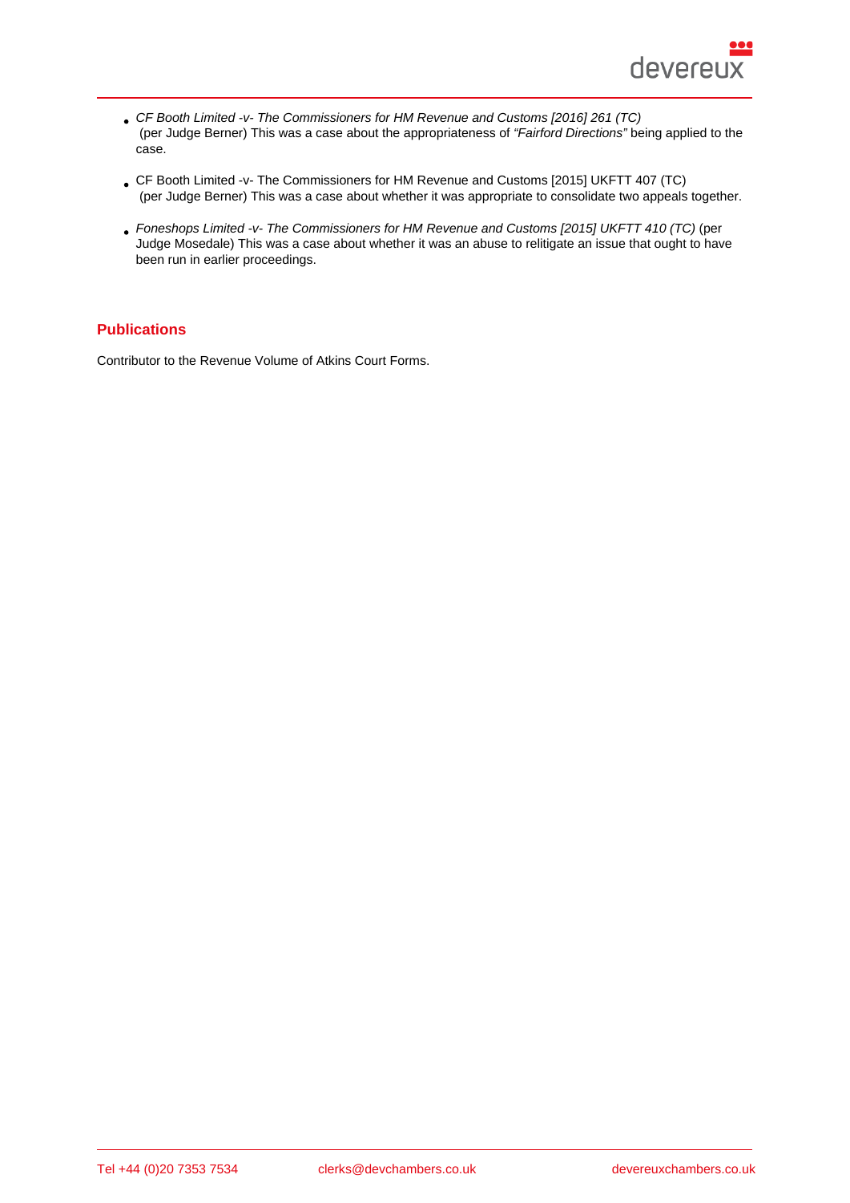- *CF Booth Limited -v- The Commissioners for HM Revenue and Customs [2016] 261 (TC)* (per Judge Berner) This was a case about the appropriateness of *"Fairford Directions"* being applied to the case.
- CF Booth Limited -v- The Commissioners for HM Revenue and Customs [2015] UKFTT 407 (TC) (per Judge Berner) This was a case about whether it was appropriate to consolidate two appeals together.
- *Foneshops Limited -v- The Commissioners for HM Revenue and Customs [2015] UKFTT 410 (TC)* (per Judge Mosedale) This was a case about whether it was an abuse to relitigate an issue that ought to have been run in earlier proceedings.

## Publications

Contributor to the Revenue Volume of Atkins Court Forms.